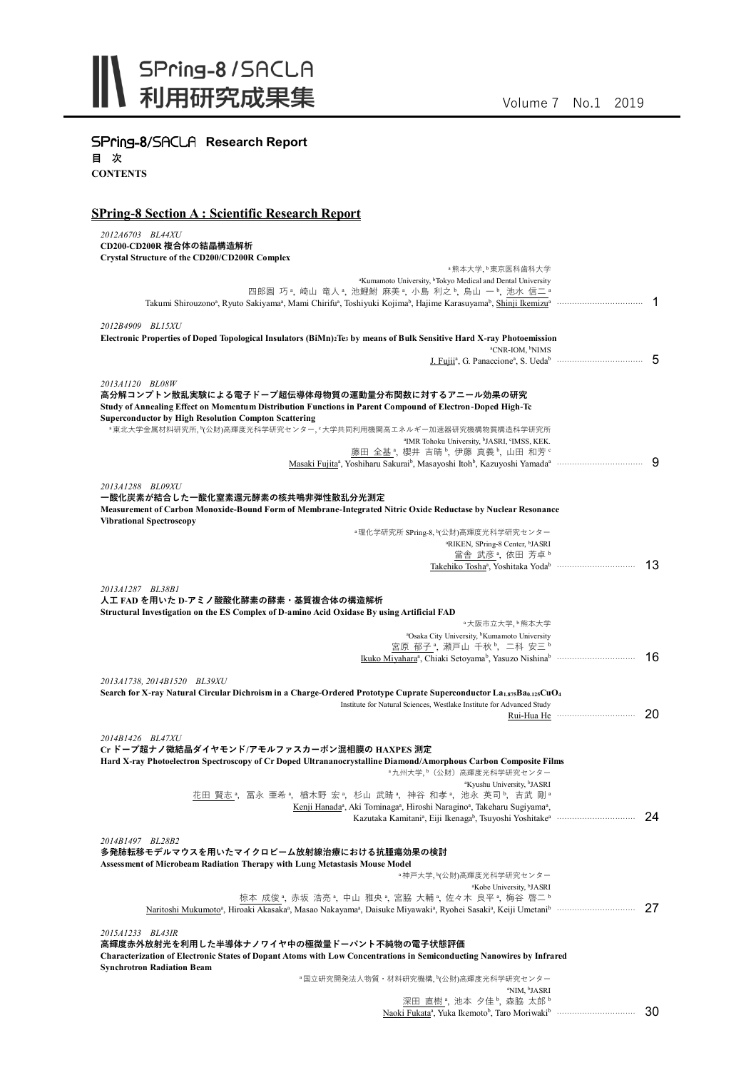# SPring-8 / SACLA 利用研究成果集

Volume 7 No.1 2019

## SPring-8/SACLA Research Report

**目 次**

**CONTENTS**

## SPring-8 Section A : Scientific Research Report

*2012A6703 BL44XU*

**CD200-CD200R 複合体の結晶構造解析**

**Crystal Structure of the CD200/CD200R Complex**

[a]熊本大学, [b]東京医科歯科大学

[a]Kumamoto University, [b]Tokyo Medical and Dental University

四郎園 巧[a], 崎山 竜人[a], 池鯉鮒 麻美[a], 小島 利之[b], 烏山 一[b], 池水 信二[a]

Takumi Shirouzono[a], Ryuto Sakiyama[a], Mami Chirifu[a], Toshiyuki Kojima[b], Hajime Karasuyama[b], Shinji Ikemizu[a] ……… 1

*2012B4909 BL15XU*

**Electronic Properties of Doped Topological Insulators $(BiMn)_2Te_3$ by means of Bulk Sensitive Hard X-ray Photoemission**

[a]CNR-IOM, [b]NIMS

J. Fujii[a], G. Panaccione[a], S. Ueda[b] ……… 5

*2013A1120 BL08W*

**高分解コンプトン散乱実験による電子ドープ超伝導体母物質の運動量分布関数に対するアニール効果の研究**

**Study of Annealing Effect on Momentum Distribution Functions in Parent Compound of Electron-Doped High-Tc Superconductor by High Resolution Compton Scattering**

[a]東北大学金属材料研究所, [b](公財)高輝度光科学研究センター, [c]大学共同利用機関高エネルギー加速器研究機構物質構造科学研究所

[a]IMR Tohoku University, [b]JASRI, [c]IMSS, KEK.

藤田 全基[a], 櫻井 吉晴[b], 伊藤 真義[b], 山田 和芳[c]

Masaki Fujita[a], Yoshiharu Sakurai[b], Masayoshi Itoh[b], Kazuyoshi Yamada[a] ……… 9

*2013A1288 BL09XU*

**一酸化炭素が結合した一酸化窒素還元酵素の核共鳴非弾性散乱分光測定**

**Measurement of Carbon Monoxide-Bound Form of Membrane-Integrated Nitric Oxide Reductase by Nuclear Resonance Vibrational Spectroscopy**

[a]理化学研究所 SPring-8, [b](公財)高輝度光科学研究センター

[a]RIKEN, SPring-8 Center, [b]JASRI

當舎 武彦[a], 依田 芳卓[b]

Takehiko Tosha[a], Yoshitaka Yoda[b] ……… 13

*2013A1287 BL38B1*

**人工 FAD を用いた D-アミノ酸酸化酵素の酵素・基質複合体の構造解析**

**Structural Investigation on the ES Complex of D-amino Acid Oxidase By using Artificial FAD**

[a]大阪市立大学, [b]熊本大学

[a]Osaka City University, [b]Kumamoto University

宮原 郁子[a], 瀬戸山 千秋[b], 二科 安三[b]

Ikuko Miyahara[a], Chiaki Setoyama[b], Yasuzo Nishina[b] ……… 16

*2013A1738, 2014B1520 BL39XU*

**Search for X-ray Natural Circular Dichroism in a Charge-Ordered Prototype Cuprate Superconductor $La_{1.875}Ba_{0.125}CuO_4$**

Institute for Natural Sciences, Westlake Institute for Advanced Study

Rui-Hua He ……… 20

*2014B1426 BL47XU*

**Cr ドープ超ナノ微結晶ダイヤモンド/アモルファスカーボン混相膜の HAXPES 測定**

**Hard X-ray Photoelectron Spectroscopy of Cr Doped Ultrananocrystalline Diamond/Amorphous Carbon Composite Films**

[a]九州大学, [b]（公財）高輝度光科学研究センター

[a]Kyushu University, [b]JASRI

花田 賢志[a], 冨永 亜希[a], 楢木野 宏[a], 杉山 武晴[a], 神谷 和孝[a], 池永 英司[b], 吉武 剛[a]

Kenji Hanada[a], Aki Tominaga[a], Hiroshi Naragino[a], Takeharu Sugiyama[a], Kazutaka Kamitani[a], Eiji Ikenaga[b], Tsuyoshi Yoshitake[a] ……… 24

*2014B1497 BL28B2*

**多発肺転移モデルマウスを用いたマイクロビーム放射線治療における抗腫瘍効果の検討**

**Assessment of Microbeam Radiation Therapy with Lung Metastasis Mouse Model**

[a]神戸大学, [b](公財)高輝度光科学研究センター

[a]Kobe University, [b]JASRI

椋本 成俊[a], 赤坂 浩亮[a], 中山 雅央[a], 宮脇 大輔[a], 佐々木 良平[a], 梅谷 啓二[b]

Naritoshi Mukumoto[a], Hiroaki Akasaka[a], Masao Nakayama[a], Daisuke Miyawaki[a], Ryohei Sasaki[a], Keiji Umetani[b] ……… 27

*2015A1233 BL43IR*

**高輝度赤外放射光を利用した半導体ナノワイヤ中の極微量ドーパント不純物の電子状態評価**

**Characterization of Electronic States of Dopant Atoms with Low Concentrations in Semiconducting Nanowires by Infrared Synchrotron Radiation Beam**

[a]国立研究開発法人物質・材料研究機構, [b](公財)高輝度光科学研究センター

[a]NIM, [b]JASRI

深田 直樹[a], 池本 夕佳[b], 森脇 太郎[b]

Naoki Fukata[a], Yuka Ikemoto[b], Taro Moriwaki[b] ……… 30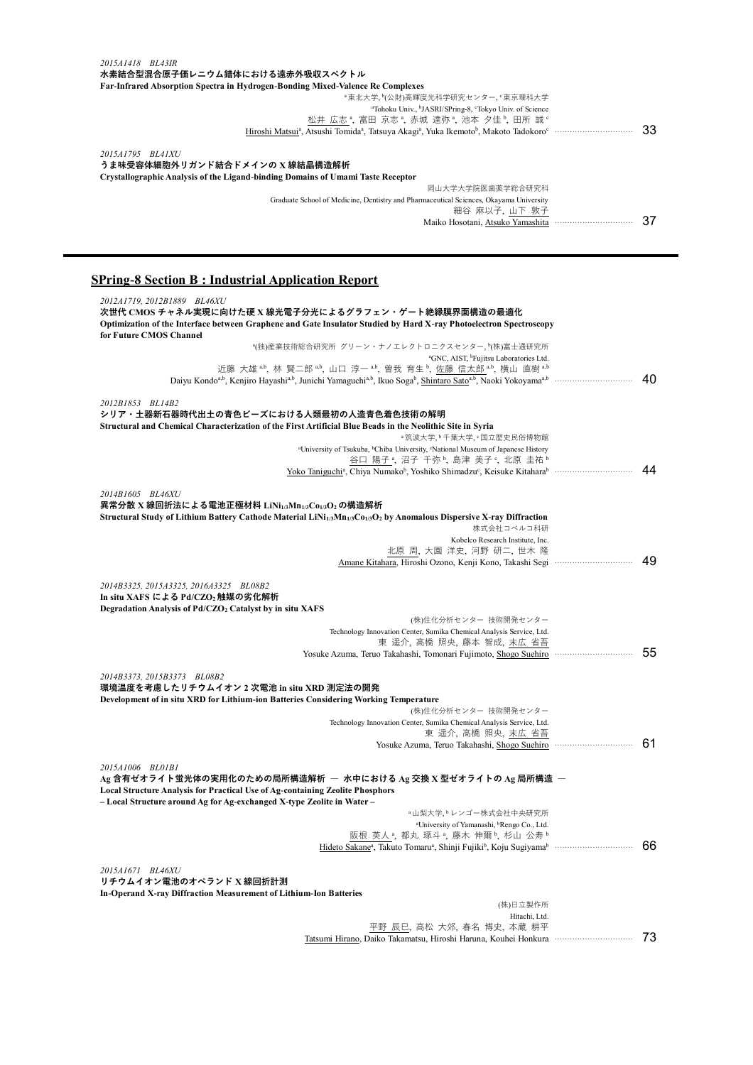*2015A1418 BL43IR*

**水素結合型混合原子価レニウム錯体における遠赤外吸収スペクトル**

**Far-Infrared Absorption Spectra in Hydrogen-Bonding Mixed-Valence Re Complexes**

[a]東北大学, [b](公財)高輝度光科学研究センター, [c]東京理科大学

[a]Tohoku Univ., [b]JASRI/SPring-8, [c]Tokyo Univ. of Science

松井 広志[a], 富田 京志[a], 赤城 達弥[a], 池本 夕佳[b], 田所 誠[c]

Hiroshi Matsui[a], Atsushi Tomida[a], Tatsuya Akagi[a], Yuka Ikemoto[b], Makoto Tadokoro[c] ............................ 33

*2015A1795 BL41XU*

**うま味受容体細胞外リガンド結合ドメインの X 線結晶構造解析**

**Crystallographic Analysis of the Ligand-binding Domains of Umami Taste Receptor**

岡山大学大学院医歯薬学総合研究科

Graduate School of Medicine, Dentistry and Pharmaceutical Sciences, Okayama University

細谷 麻以子, 山下 敦子

Maiko Hosotani, Atsuko Yamashita ............................ 37

## SPring-8 Section B : Industrial Application Report

*2012A1719, 2012B1889 BL46XU*

**次世代 CMOS チャネル実現に向けた硬 X 線光電子分光によるグラフェン・ゲート絶縁膜界面構造の最適化**

**Optimization of the Interface between Graphene and Gate Insulator Studied by Hard X-ray Photoelectron Spectroscopy for Future CMOS Channel**

[a](独)産業技術総合研究所 グリーン・ナノエレクトロニクスセンター, [b](株)富士通研究所

[a]GNC, AIST, [b]Fujitsu Laboratories Ltd.

近藤 大雄[a,b], 林 賢二郎[a,b], 山口 淳一[a,b], 曽我 育生[b], 佐藤 信太郎[a,b], 横山 直樹[a,b]

Daiyu Kondo[a,b], Kenjiro Hayashi[a,b], Junichi Yamaguchi[a,b], Ikuo Soga[b], Shintaro Sato[a,b], Naoki Yokoyama[a,b] ............................ 40

*2012B1853 BL14B2*

**シリア・土器新石器時代出土の青色ビーズにおける人類最初の人造青色着色技術の解明**

**Structural and Chemical Characterization of the First Artificial Blue Beads in the Neolithic Site in Syria**

[a]筑波大学, [b]千葉大学, [c]国立歴史民俗博物館

[a]University of Tsukuba, [b]Chiba University, [c]National Museum of Japanese History

谷口 陽子[a], 沼子 千弥[b], 島津 美子[c], 北原 圭祐[b]

Yoko Taniguchi[a], Chiya Numako[b], Yoshiko Shimadzu[c], Keisuke Kitahara[b] ............................ 44

*2014B1605 BL46XU*

**異常分散 X 線回折法による電池正極材料 $LiNi_{1/3}Mn_{1/3}Co_{1/3}O_2$ の構造解析**

**Structural Study of Lithium Battery Cathode Material $LiNi_{1/3}Mn_{1/3}Co_{1/3}O_2$ by Anomalous Dispersive X-ray Diffraction**

株式会社コベルコ科研

Kobelco Research Institute, Inc.

北原 周, 大園 洋史, 河野 研二, 世木 隆

Amane Kitahara, Hiroshi Ozono, Kenji Kono, Takashi Segi ............................ 49

*2014B3325, 2015A3325, 2016A3325 BL08B2*

**In situ XAFS による $Pd/CZO_2$ 触媒の劣化解析**

**Degradation Analysis of $Pd/CZO_2$ Catalyst by in situ XAFS**

(株)住化分析センター 技術開発センター

Technology Innovation Center, Sumika Chemical Analysis Service, Ltd.

東 遥介, 高橋 照央, 藤本 智成, 末広 省吾

Yosuke Azuma, Teruo Takahashi, Tomonari Fujimoto, Shogo Suehiro ............................ 55

*2014B3373, 2015B3373 BL08B2*

**環境温度を考慮したリチウムイオン 2 次電池 in situ XRD 測定法の開発**

**Development of in situ XRD for Lithium-ion Batteries Considering Working Temperature**

(株)住化分析センター 技術開発センター

Technology Innovation Center, Sumika Chemical Analysis Service, Ltd.

東 遥介, 高橋 照央, 末広 省吾

Yosuke Azuma, Teruo Takahashi, Shogo Suehiro ............................ 61

*2015A1006 BL01B1*

**Ag 含有ゼオライト蛍光体の実用化のための局所構造解析 ― 水中における Ag 交換 X 型ゼオライトの Ag 局所構造 ―**

**Local Structure Analysis for Practical Use of Ag-containing Zeolite Phosphors**
**– Local Structure around Ag for Ag-exchanged X-type Zeolite in Water –**

[a]山梨大学, [b]レンゴー株式会社中央研究所

[a]University of Yamanashi, [b]Rengo Co., Ltd.

阪根 英人[a], 都丸 琢斗[a], 藤木 伸爾[b], 杉山 公寿[b]

Hideto Sakane[a], Takuto Tomaru[a], Shinji Fujiki[b], Koju Sugiyama[b] ............................ 66

*2015A1671 BL46XU*

**リチウムイオン電池のオペランド X 線回折計測**

**In-Operand X-ray Diffraction Measurement of Lithium-Ion Batteries**

(株)日立製作所

Hitachi, Ltd.

平野 辰巳, 高松 大郊, 春名 博史, 本蔵 耕平

Tatsumi Hirano, Daiko Takamatsu, Hiroshi Haruna, Kouhei Honkura ............................ 73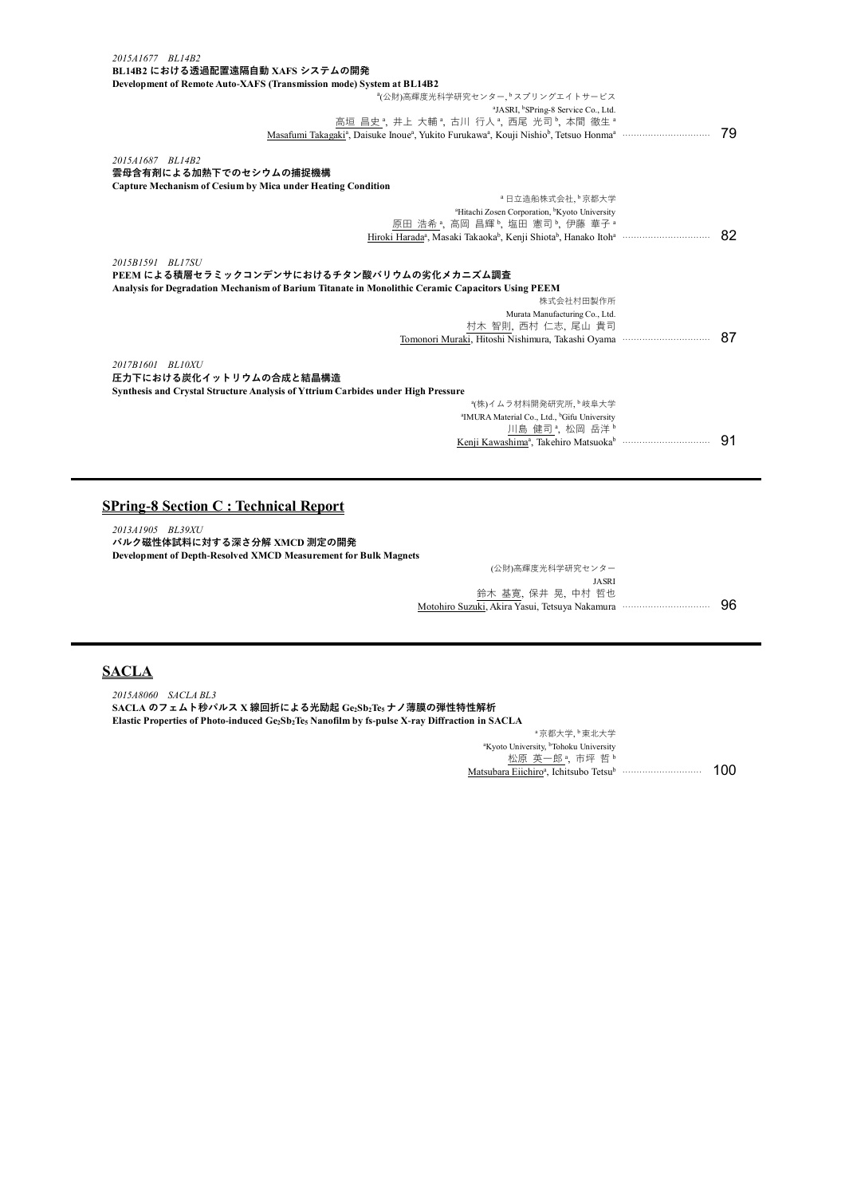*2015A1677 BL14B2*

**BL14B2 における透過配置遠隔自動 XAFS システムの開発**

**Development of Remote Auto-XAFS (Transmission mode) System at BL14B2**

[a](公財)高輝度光科学研究センター, [b]スプリングエイトサービス

[a]JASRI, [b]SPring-8 Service Co., Ltd.

高垣 昌史[a], 井上 大輔[a], 古川 行人[a], 西尾 光司[b], 本間 徹生[a]

Masafumi Takagaki[a], Daisuke Inoue[a], Yukito Furukawa[a], Kouji Nishio[b], Tetsuo Honma[a] ………………………… 79

*2015A1687 BL14B2*

**雲母含有剤による加熱下でのセシウムの捕捉機構**

**Capture Mechanism of Cesium by Mica under Heating Condition**

[a]日立造船株式会社, [b]京都大学

[a]Hitachi Zosen Corporation, [b]Kyoto University

原田 浩希[a], 高岡 昌輝[b], 塩田 憲司[b], 伊藤 華子[a]

Hiroki Harada[a], Masaki Takaoka[b], Kenji Shiota[b], Hanako Itoh[a] ………………………… 82

*2015B1591 BL17SU*

**PEEM による積層セラミックコンデンサにおけるチタン酸バリウムの劣化メカニズム調査**

**Analysis for Degradation Mechanism of Barium Titanate in Monolithic Ceramic Capacitors Using PEEM**

株式会社村田製作所

Murata Manufacturing Co., Ltd.

村木 智則, 西村 仁志, 尾山 貴司

Tomonori Muraki, Hitoshi Nishimura, Takashi Oyama ………………………… 87

*2017B1601 BL10XU*

**圧力下における炭化イットリウムの合成と結晶構造**

**Synthesis and Crystal Structure Analysis of Yttrium Carbides under High Pressure**

[a](株)イムラ材料開発研究所, [b]岐阜大学

[a]IMURA Material Co., Ltd., [b]Gifu University

川島 健司[a], 松岡 岳洋[b]

Kenji Kawashima[a], Takehiro Matsuoka[b] ………………………… 91

## SPring-8 Section C : Technical Report

*2013A1905 BL39XU*

**バルク磁性体試料に対する深さ分解 XMCD 測定の開発**

**Development of Depth-Resolved XMCD Measurement for Bulk Magnets**

(公財)高輝度光科学研究センター

JASRI

鈴木 基寛, 保井 晃, 中村 哲也

Motohiro Suzuki, Akira Yasui, Tetsuya Nakamura ………………………… 96

## SACLA

*2015A8060 SACLA BL3*

**SACLA のフェムト秒パルス X 線回折による光励起 $Ge_2Sb_2Te_5$ ナノ薄膜の弾性特性解析**

**Elastic Properties of Photo-induced $Ge_2Sb_2Te_5$ Nanofilm by fs-pulse X-ray Diffraction in SACLA**

[a]京都大学, [b]東北大学

[a]Kyoto University, [b]Tohoku University

松原 英一郎[a], 市坪 哲[b]

Matsubara Eiichiro[a], Ichitsubo Tetsu[b] ………………………… 100